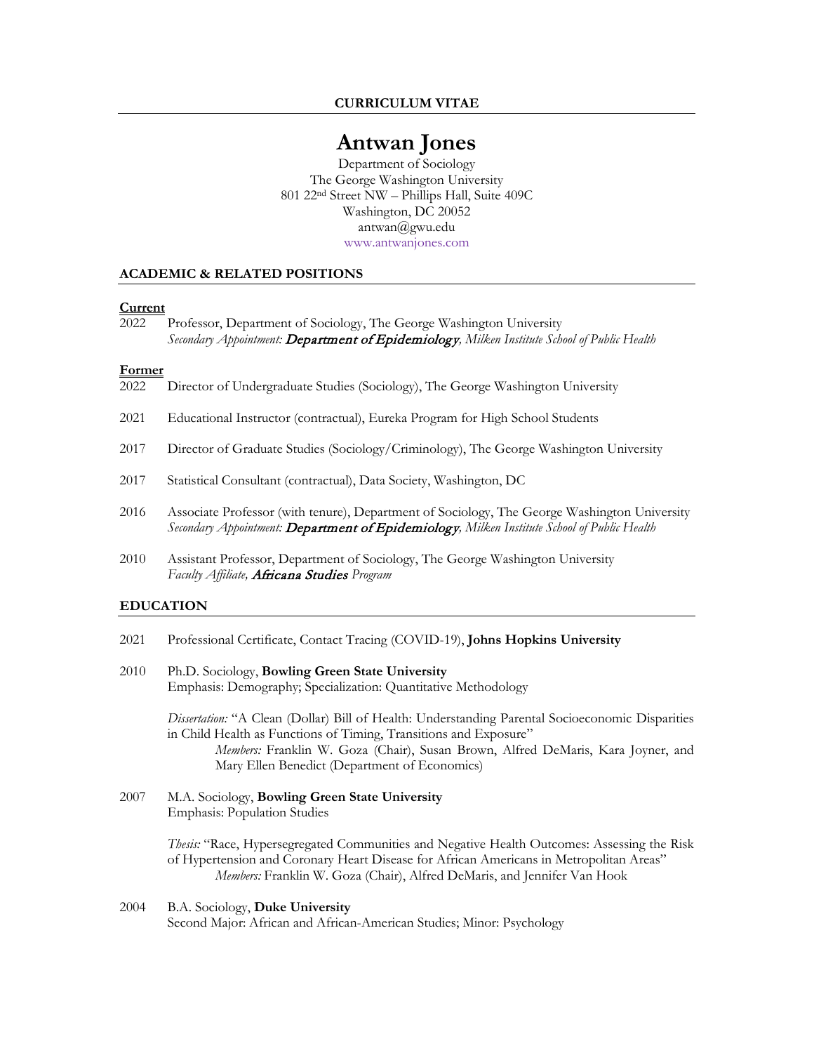**CURRICULUM VITAE**

# Antwan Jones

Department of Sociology
The George Washington University
801 22nd Street NW – Phillips Hall, Suite 409C
Washington, DC 20052
antwan@gwu.edu
www.antwanjones.com

## ACADEMIC & RELATED POSITIONS

**Current**

2022 Professor, Department of Sociology, The George Washington University
*Secondary Appointment:* ***Department of Epidemiology****, Milken Institute School of Public Health*

**Former**

2022 Director of Undergraduate Studies (Sociology), The George Washington University

2021 Educational Instructor (contractual), Eureka Program for High School Students

2017 Director of Graduate Studies (Sociology/Criminology), The George Washington University

2017 Statistical Consultant (contractual), Data Society, Washington, DC

2016 Associate Professor (with tenure), Department of Sociology, The George Washington University
*Secondary Appointment:* ***Department of Epidemiology****, Milken Institute School of Public Health*

2010 Assistant Professor, Department of Sociology, The George Washington University
*Faculty Affiliate,* ***Africana Studies*** *Program*

## EDUCATION

2021 Professional Certificate, Contact Tracing (COVID-19), **Johns Hopkins University**

2010 Ph.D. Sociology, **Bowling Green State University**
Emphasis: Demography; Specialization: Quantitative Methodology

*Dissertation:* "A Clean (Dollar) Bill of Health: Understanding Parental Socioeconomic Disparities in Child Health as Functions of Timing, Transitions and Exposure"
*Members:* Franklin W. Goza (Chair), Susan Brown, Alfred DeMaris, Kara Joyner, and Mary Ellen Benedict (Department of Economics)

2007 M.A. Sociology, **Bowling Green State University**
Emphasis: Population Studies

*Thesis:* "Race, Hypersegregated Communities and Negative Health Outcomes: Assessing the Risk of Hypertension and Coronary Heart Disease for African Americans in Metropolitan Areas"
*Members:* Franklin W. Goza (Chair), Alfred DeMaris, and Jennifer Van Hook

2004 B.A. Sociology, **Duke University**
Second Major: African and African-American Studies; Minor: Psychology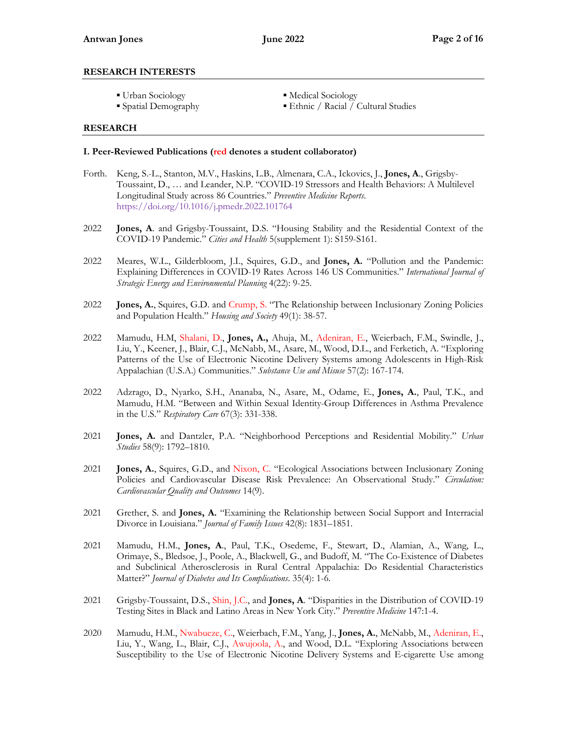## RESEARCH INTERESTS

- Urban Sociology
- Spatial Demography
- Medical Sociology
- Ethnic / Racial / Cultural Studies

## RESEARCH

### I. Peer-Reviewed Publications (red denotes a student collaborator)

Forth. Keng, S.-L., Stanton, M.V., Haskins, L.B., Almenara, C.A., Ickovics, J., **Jones, A.**, Grigsby-Toussaint, D., … and Leander, N.P. "COVID-19 Stressors and Health Behaviors: A Multilevel Longitudinal Study across 86 Countries." *Preventive Medicine Reports.* https://doi.org/10.1016/j.pmedr.2022.101764

2022 **Jones, A**. and Grigsby-Toussaint, D.S. "Housing Stability and the Residential Context of the COVID-19 Pandemic." *Cities and Health* 5(supplement 1): S159-S161.

2022 Meares, W.L., Gilderbloom, J.I., Squires, G.D., and **Jones, A.** "Pollution and the Pandemic: Explaining Differences in COVID-19 Rates Across 146 US Communities." *International Journal of Strategic Energy and Environmental Planning* 4(22): 9-25.

2022 **Jones, A.**, Squires, G.D. and Crump, S. "The Relationship between Inclusionary Zoning Policies and Population Health." *Housing and Society* 49(1): 38-57.

2022 Mamudu, H.M, Shalani, D., **Jones, A.,** Ahuja, M., Adeniran, E., Weierbach, F.M., Swindle, J., Liu, Y., Keener, J., Blair, C.J., McNabb, M., Asare, M., Wood, D.L., and Ferketich, A. "Exploring Patterns of the Use of Electronic Nicotine Delivery Systems among Adolescents in High-Risk Appalachian (U.S.A.) Communities." *Substance Use and Misuse* 57(2): 167-174.

2022 Adzrago, D., Nyarko, S.H., Ananaba, N., Asare, M., Odame, E., **Jones, A.**, Paul, T.K., and Mamudu, H.M. "Between and Within Sexual Identity-Group Differences in Asthma Prevalence in the U.S." *Respiratory Care* 67(3): 331-338.

2021 **Jones, A.** and Dantzler, P.A. "Neighborhood Perceptions and Residential Mobility." *Urban Studies* 58(9): 1792–1810.

2021 **Jones, A.**, Squires, G.D., and Nixon, C. "Ecological Associations between Inclusionary Zoning Policies and Cardiovascular Disease Risk Prevalence: An Observational Study." *Circulation: Cardiovascular Quality and Outcomes* 14(9).

2021 Grether, S. and **Jones, A.** "Examining the Relationship between Social Support and Interracial Divorce in Louisiana." *Journal of Family Issues* 42(8): 1831–1851.

2021 Mamudu, H.M., **Jones, A**., Paul, T.K., Osedeme, F., Stewart, D., Alamian, A., Wang, L., Orimaye, S., Bledsoe, J., Poole, A., Blackwell, G., and Budoff, M. "The Co-Existence of Diabetes and Subclinical Atherosclerosis in Rural Central Appalachia: Do Residential Characteristics Matter?" *Journal of Diabetes and Its Complications*. 35(4): 1-6.

2021 Grigsby-Toussaint, D.S., Shin, J.C., and **Jones, A**. "Disparities in the Distribution of COVID-19 Testing Sites in Black and Latino Areas in New York City." *Preventive Medicine* 147:1-4.

2020 Mamudu, H.M., Nwabueze, C., Weierbach, F.M., Yang, J., **Jones, A.**, McNabb, M., Adeniran, E., Liu, Y., Wang, L., Blair, C.J., Awujoola, A., and Wood, D.L. "Exploring Associations between Susceptibility to the Use of Electronic Nicotine Delivery Systems and E-cigarette Use among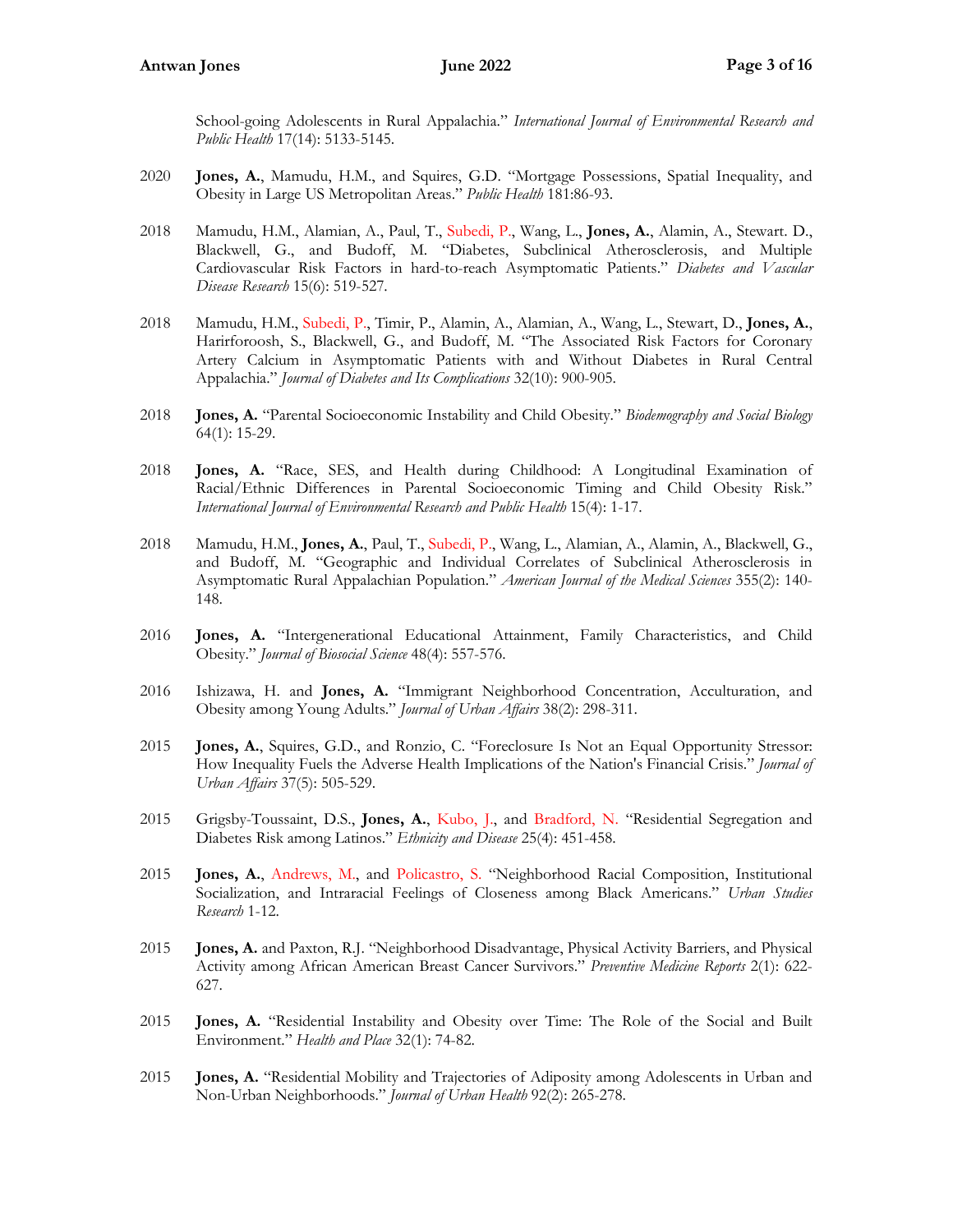School-going Adolescents in Rural Appalachia." *International Journal of Environmental Research and Public Health* 17(14): 5133-5145.

2020 **Jones, A.**, Mamudu, H.M., and Squires, G.D. "Mortgage Possessions, Spatial Inequality, and Obesity in Large US Metropolitan Areas." *Public Health* 181:86-93.

2018 Mamudu, H.M., Alamian, A., Paul, T., Subedi, P., Wang, L., **Jones, A.**, Alamin, A., Stewart. D., Blackwell, G., and Budoff, M. "Diabetes, Subclinical Atherosclerosis, and Multiple Cardiovascular Risk Factors in hard-to-reach Asymptomatic Patients." *Diabetes and Vascular Disease Research* 15(6): 519-527.

2018 Mamudu, H.M., Subedi, P., Timir, P., Alamin, A., Alamian, A., Wang, L., Stewart, D., **Jones, A.**, Harirforoosh, S., Blackwell, G., and Budoff, M. "The Associated Risk Factors for Coronary Artery Calcium in Asymptomatic Patients with and Without Diabetes in Rural Central Appalachia." *Journal of Diabetes and Its Complications* 32(10): 900-905.

2018 **Jones, A.** "Parental Socioeconomic Instability and Child Obesity." *Biodemography and Social Biology* 64(1): 15-29.

2018 **Jones, A.** "Race, SES, and Health during Childhood: A Longitudinal Examination of Racial/Ethnic Differences in Parental Socioeconomic Timing and Child Obesity Risk." *International Journal of Environmental Research and Public Health* 15(4): 1-17.

2018 Mamudu, H.M., **Jones, A.**, Paul, T., Subedi, P., Wang, L., Alamian, A., Alamin, A., Blackwell, G., and Budoff, M. "Geographic and Individual Correlates of Subclinical Atherosclerosis in Asymptomatic Rural Appalachian Population." *American Journal of the Medical Sciences* 355(2): 140-148.

2016 **Jones, A.** "Intergenerational Educational Attainment, Family Characteristics, and Child Obesity." *Journal of Biosocial Science* 48(4): 557-576.

2016 Ishizawa, H. and **Jones, A.** "Immigrant Neighborhood Concentration, Acculturation, and Obesity among Young Adults." *Journal of Urban Affairs* 38(2): 298-311.

2015 **Jones, A.**, Squires, G.D., and Ronzio, C. "Foreclosure Is Not an Equal Opportunity Stressor: How Inequality Fuels the Adverse Health Implications of the Nation's Financial Crisis." *Journal of Urban Affairs* 37(5): 505-529.

2015 Grigsby-Toussaint, D.S., **Jones, A.**, Kubo, J., and Bradford, N. "Residential Segregation and Diabetes Risk among Latinos." *Ethnicity and Disease* 25(4): 451-458.

2015 **Jones, A.**, Andrews, M., and Policastro, S. "Neighborhood Racial Composition, Institutional Socialization, and Intraracial Feelings of Closeness among Black Americans." *Urban Studies Research* 1-12.

2015 **Jones, A.** and Paxton, R.J. "Neighborhood Disadvantage, Physical Activity Barriers, and Physical Activity among African American Breast Cancer Survivors." *Preventive Medicine Reports* 2(1): 622-627.

2015 **Jones, A.** "Residential Instability and Obesity over Time: The Role of the Social and Built Environment." *Health and Place* 32(1): 74-82.

2015 **Jones, A.** "Residential Mobility and Trajectories of Adiposity among Adolescents in Urban and Non-Urban Neighborhoods." *Journal of Urban Health* 92(2): 265-278.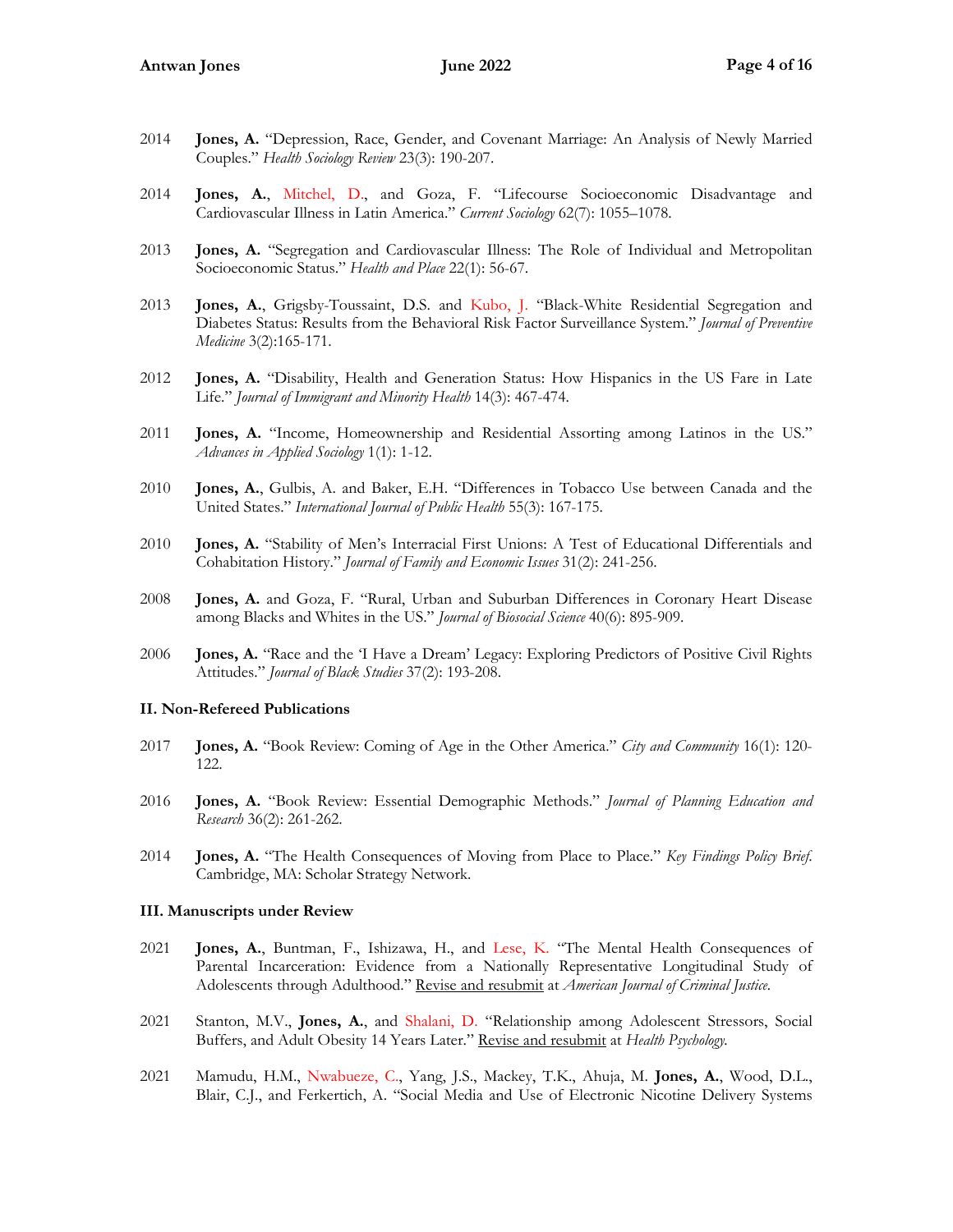2014 **Jones, A.** "Depression, Race, Gender, and Covenant Marriage: An Analysis of Newly Married Couples." *Health Sociology Review* 23(3): 190-207.

2014 **Jones, A.**, Mitchel, D., and Goza, F. "Lifecourse Socioeconomic Disadvantage and Cardiovascular Illness in Latin America." *Current Sociology* 62(7): 1055–1078.

2013 **Jones, A.** "Segregation and Cardiovascular Illness: The Role of Individual and Metropolitan Socioeconomic Status." *Health and Place* 22(1): 56-67.

2013 **Jones, A.**, Grigsby-Toussaint, D.S. and Kubo, J. "Black-White Residential Segregation and Diabetes Status: Results from the Behavioral Risk Factor Surveillance System." *Journal of Preventive Medicine* 3(2):165-171.

2012 **Jones, A.** "Disability, Health and Generation Status: How Hispanics in the US Fare in Late Life." *Journal of Immigrant and Minority Health* 14(3): 467-474.

2011 **Jones, A.** "Income, Homeownership and Residential Assorting among Latinos in the US." *Advances in Applied Sociology* 1(1): 1-12.

2010 **Jones, A.**, Gulbis, A. and Baker, E.H. "Differences in Tobacco Use between Canada and the United States." *International Journal of Public Health* 55(3): 167-175.

2010 **Jones, A.** "Stability of Men's Interracial First Unions: A Test of Educational Differentials and Cohabitation History." *Journal of Family and Economic Issues* 31(2): 241-256.

2008 **Jones, A.** and Goza, F. "Rural, Urban and Suburban Differences in Coronary Heart Disease among Blacks and Whites in the US." *Journal of Biosocial Science* 40(6): 895-909.

2006 **Jones, A.** "Race and the 'I Have a Dream' Legacy: Exploring Predictors of Positive Civil Rights Attitudes." *Journal of Black Studies* 37(2): 193-208.

### II. Non-Refereed Publications

2017 **Jones, A.** "Book Review: Coming of Age in the Other America." *City and Community* 16(1): 120-122.

2016 **Jones, A.** "Book Review: Essential Demographic Methods." *Journal of Planning Education and Research* 36(2): 261-262.

2014 **Jones, A.** "The Health Consequences of Moving from Place to Place." *Key Findings Policy Brief.* Cambridge, MA: Scholar Strategy Network.

### III. Manuscripts under Review

2021 **Jones, A.**, Buntman, F., Ishizawa, H., and Lese, K. "The Mental Health Consequences of Parental Incarceration: Evidence from a Nationally Representative Longitudinal Study of Adolescents through Adulthood." Revise and resubmit at *American Journal of Criminal Justice.*

2021 Stanton, M.V., **Jones, A.**, and Shalani, D. "Relationship among Adolescent Stressors, Social Buffers, and Adult Obesity 14 Years Later." Revise and resubmit at *Health Psychology.*

2021 Mamudu, H.M., Nwabueze, C., Yang, J.S., Mackey, T.K., Ahuja, M. **Jones, A.**, Wood, D.L., Blair, C.J., and Ferkertich, A. "Social Media and Use of Electronic Nicotine Delivery Systems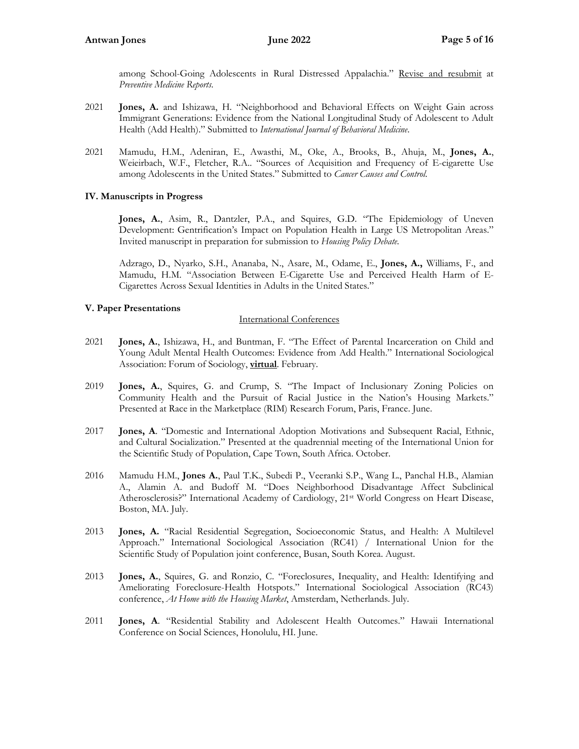among School-Going Adolescents in Rural Distressed Appalachia." Revise and resubmit at *Preventive Medicine Reports*.

2021 **Jones, A.** and Ishizawa, H. "Neighborhood and Behavioral Effects on Weight Gain across Immigrant Generations: Evidence from the National Longitudinal Study of Adolescent to Adult Health (Add Health)." Submitted to *International Journal of Behavioral Medicine*.

2021 Mamudu, H.M., Adeniran, E., Awasthi, M., Oke, A., Brooks, B., Ahuja, M., **Jones, A.**, Weieirbach, W.F., Fletcher, R.A.. "Sources of Acquisition and Frequency of E-cigarette Use among Adolescents in the United States." Submitted to *Cancer Causes and Control*.

### IV. Manuscripts in Progress

**Jones, A.**, Asim, R., Dantzler, P.A., and Squires, G.D. "The Epidemiology of Uneven Development: Gentrification's Impact on Population Health in Large US Metropolitan Areas." Invited manuscript in preparation for submission to *Housing Policy Debate*.

Adzrago, D., Nyarko, S.H., Ananaba, N., Asare, M., Odame, E., **Jones, A.,** Williams, F., and Mamudu, H.M. "Association Between E-Cigarette Use and Perceived Health Harm of E-Cigarettes Across Sexual Identities in Adults in the United States."

### V. Paper Presentations

International Conferences

2021 **Jones, A.**, Ishizawa, H., and Buntman, F. "The Effect of Parental Incarceration on Child and Young Adult Mental Health Outcomes: Evidence from Add Health." International Sociological Association: Forum of Sociology, **virtual**. February.

2019 **Jones, A.**, Squires, G. and Crump, S. "The Impact of Inclusionary Zoning Policies on Community Health and the Pursuit of Racial Justice in the Nation's Housing Markets." Presented at Race in the Marketplace (RIM) Research Forum, Paris, France. June.

2017 **Jones, A**. "Domestic and International Adoption Motivations and Subsequent Racial, Ethnic, and Cultural Socialization." Presented at the quadrennial meeting of the International Union for the Scientific Study of Population, Cape Town, South Africa. October.

2016 Mamudu H.M., **Jones A.**, Paul T.K., Subedi P., Veeranki S.P., Wang L., Panchal H.B., Alamian A., Alamin A. and Budoff M. "Does Neighborhood Disadvantage Affect Subclinical Atherosclerosis?" International Academy of Cardiology, 21st World Congress on Heart Disease, Boston, MA. July.

2013 **Jones, A.** "Racial Residential Segregation, Socioeconomic Status, and Health: A Multilevel Approach." International Sociological Association (RC41) / International Union for the Scientific Study of Population joint conference, Busan, South Korea. August.

2013 **Jones, A.**, Squires, G. and Ronzio, C. "Foreclosures, Inequality, and Health: Identifying and Ameliorating Foreclosure-Health Hotspots." International Sociological Association (RC43) conference, *At Home with the Housing Market*, Amsterdam, Netherlands. July.

2011 **Jones, A**. "Residential Stability and Adolescent Health Outcomes." Hawaii International Conference on Social Sciences, Honolulu, HI. June.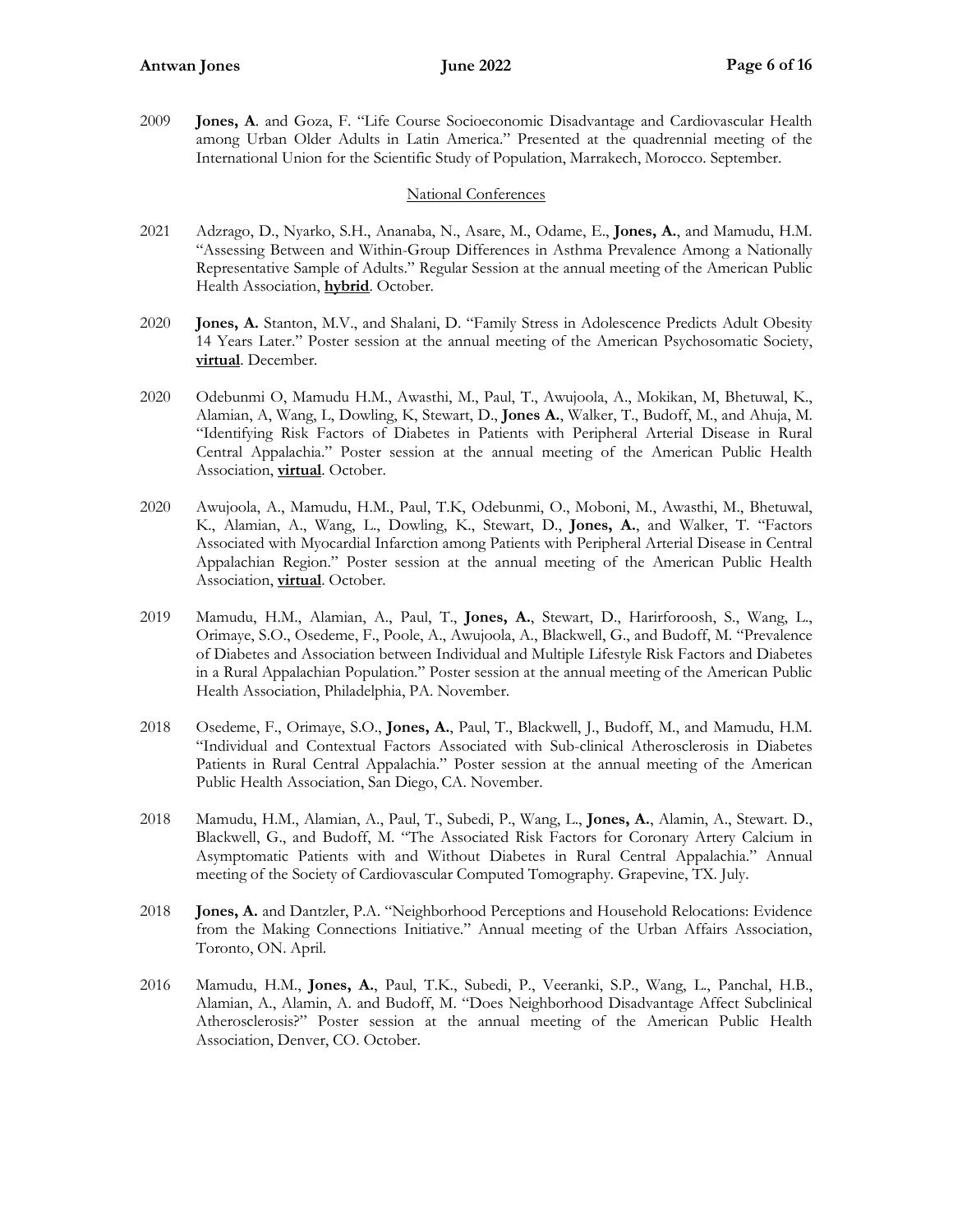2009 **Jones, A**. and Goza, F. "Life Course Socioeconomic Disadvantage and Cardiovascular Health among Urban Older Adults in Latin America." Presented at the quadrennial meeting of the International Union for the Scientific Study of Population, Marrakech, Morocco. September.

National Conferences

2021 Adzrago, D., Nyarko, S.H., Ananaba, N., Asare, M., Odame, E., **Jones, A.**, and Mamudu, H.M. "Assessing Between and Within-Group Differences in Asthma Prevalence Among a Nationally Representative Sample of Adults." Regular Session at the annual meeting of the American Public Health Association, **hybrid**. October.

2020 **Jones, A.** Stanton, M.V., and Shalani, D. "Family Stress in Adolescence Predicts Adult Obesity 14 Years Later." Poster session at the annual meeting of the American Psychosomatic Society, **virtual**. December.

2020 Odebunmi O, Mamudu H.M., Awasthi, M., Paul, T., Awujoola, A., Mokikan, M, Bhetuwal, K., Alamian, A, Wang, L, Dowling, K, Stewart, D., **Jones A.**, Walker, T., Budoff, M., and Ahuja, M. "Identifying Risk Factors of Diabetes in Patients with Peripheral Arterial Disease in Rural Central Appalachia." Poster session at the annual meeting of the American Public Health Association, **virtual**. October.

2020 Awujoola, A., Mamudu, H.M., Paul, T.K, Odebunmi, O., Moboni, M., Awasthi, M., Bhetuwal, K., Alamian, A., Wang, L., Dowling, K., Stewart, D., **Jones, A.**, and Walker, T. "Factors Associated with Myocardial Infarction among Patients with Peripheral Arterial Disease in Central Appalachian Region." Poster session at the annual meeting of the American Public Health Association, **virtual**. October.

2019 Mamudu, H.M., Alamian, A., Paul, T., **Jones, A.**, Stewart, D., Harirforoosh, S., Wang, L., Orimaye, S.O., Osedeme, F., Poole, A., Awujoola, A., Blackwell, G., and Budoff, M. "Prevalence of Diabetes and Association between Individual and Multiple Lifestyle Risk Factors and Diabetes in a Rural Appalachian Population." Poster session at the annual meeting of the American Public Health Association, Philadelphia, PA. November.

2018 Osedeme, F., Orimaye, S.O., **Jones, A.**, Paul, T., Blackwell, J., Budoff, M., and Mamudu, H.M. "Individual and Contextual Factors Associated with Sub-clinical Atherosclerosis in Diabetes Patients in Rural Central Appalachia." Poster session at the annual meeting of the American Public Health Association, San Diego, CA. November.

2018 Mamudu, H.M., Alamian, A., Paul, T., Subedi, P., Wang, L., **Jones, A.**, Alamin, A., Stewart. D., Blackwell, G., and Budoff, M. "The Associated Risk Factors for Coronary Artery Calcium in Asymptomatic Patients with and Without Diabetes in Rural Central Appalachia." Annual meeting of the Society of Cardiovascular Computed Tomography. Grapevine, TX. July.

2018 **Jones, A.** and Dantzler, P.A. "Neighborhood Perceptions and Household Relocations: Evidence from the Making Connections Initiative." Annual meeting of the Urban Affairs Association, Toronto, ON. April.

2016 Mamudu, H.M., **Jones, A.**, Paul, T.K., Subedi, P., Veeranki, S.P., Wang, L., Panchal, H.B., Alamian, A., Alamin, A. and Budoff, M. "Does Neighborhood Disadvantage Affect Subclinical Atherosclerosis?" Poster session at the annual meeting of the American Public Health Association, Denver, CO. October.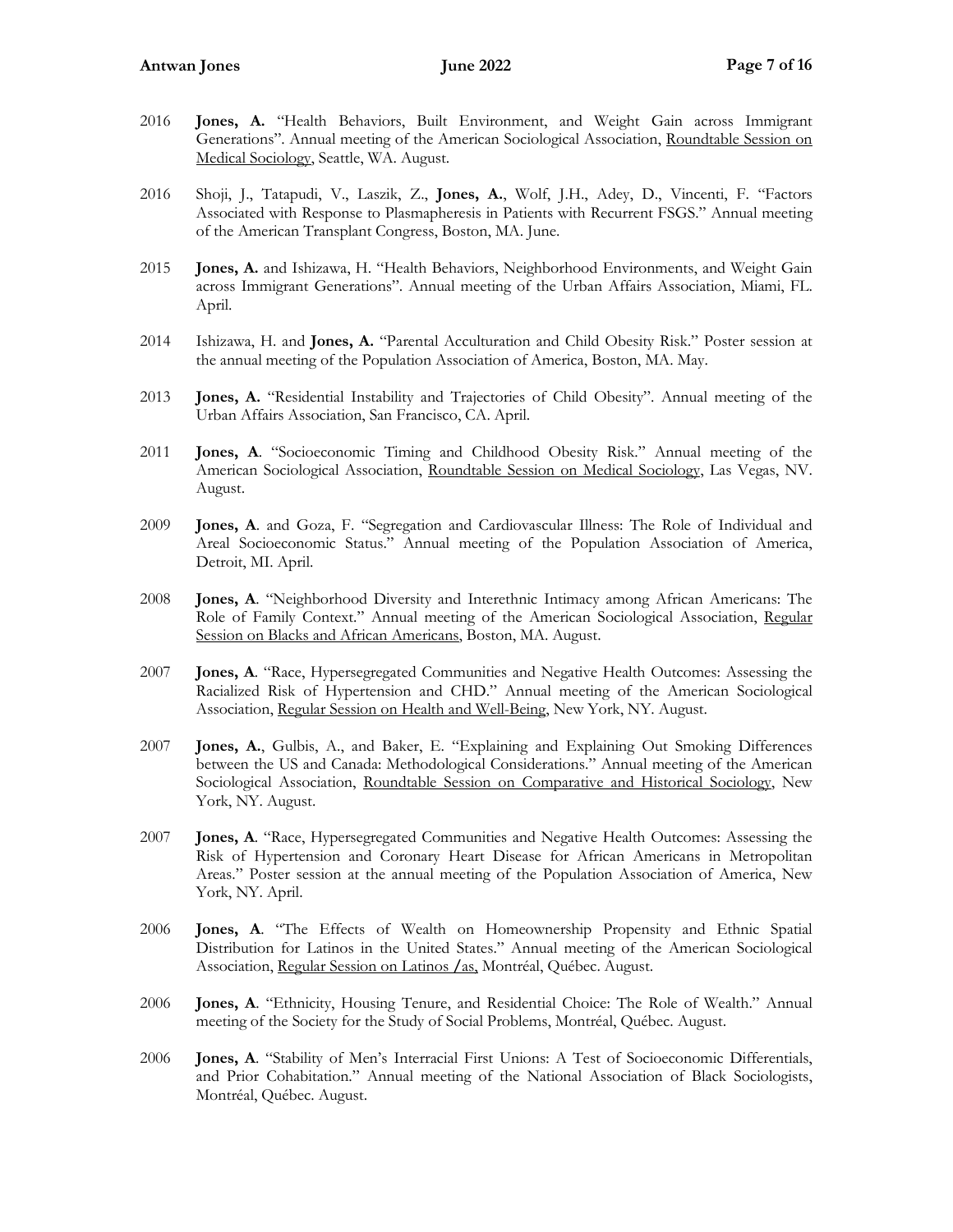2016 **Jones, A.** "Health Behaviors, Built Environment, and Weight Gain across Immigrant Generations". Annual meeting of the American Sociological Association, <u>Roundtable Session on Medical Sociology</u>, Seattle, WA. August.

2016 Shoji, J., Tatapudi, V., Laszik, Z., **Jones, A.**, Wolf, J.H., Adey, D., Vincenti, F. "Factors Associated with Response to Plasmapheresis in Patients with Recurrent FSGS." Annual meeting of the American Transplant Congress, Boston, MA. June.

2015 **Jones, A.** and Ishizawa, H. "Health Behaviors, Neighborhood Environments, and Weight Gain across Immigrant Generations". Annual meeting of the Urban Affairs Association, Miami, FL. April.

2014 Ishizawa, H. and **Jones, A.** "Parental Acculturation and Child Obesity Risk." Poster session at the annual meeting of the Population Association of America, Boston, MA. May.

2013 **Jones, A.** "Residential Instability and Trajectories of Child Obesity". Annual meeting of the Urban Affairs Association, San Francisco, CA. April.

2011 **Jones, A**. "Socioeconomic Timing and Childhood Obesity Risk." Annual meeting of the American Sociological Association, <u>Roundtable Session on Medical Sociology</u>, Las Vegas, NV. August.

2009 **Jones, A**. and Goza, F. "Segregation and Cardiovascular Illness: The Role of Individual and Areal Socioeconomic Status." Annual meeting of the Population Association of America, Detroit, MI. April.

2008 **Jones, A**. "Neighborhood Diversity and Interethnic Intimacy among African Americans: The Role of Family Context." Annual meeting of the American Sociological Association, <u>Regular Session on Blacks and African Americans</u>, Boston, MA. August.

2007 **Jones, A**. "Race, Hypersegregated Communities and Negative Health Outcomes: Assessing the Racialized Risk of Hypertension and CHD." Annual meeting of the American Sociological Association, <u>Regular Session on Health and Well-Being</u>, New York, NY. August.

2007 **Jones, A.**, Gulbis, A., and Baker, E. "Explaining and Explaining Out Smoking Differences between the US and Canada: Methodological Considerations." Annual meeting of the American Sociological Association, <u>Roundtable Session on Comparative and Historical Sociology</u>, New York, NY. August.

2007 **Jones, A**. "Race, Hypersegregated Communities and Negative Health Outcomes: Assessing the Risk of Hypertension and Coronary Heart Disease for African Americans in Metropolitan Areas." Poster session at the annual meeting of the Population Association of America, New York, NY. April.

2006 **Jones, A**. "The Effects of Wealth on Homeownership Propensity and Ethnic Spatial Distribution for Latinos in the United States." Annual meeting of the American Sociological Association, <u>Regular Session on Latinos /as,</u> Montréal, Québec. August.

2006 **Jones, A**. "Ethnicity, Housing Tenure, and Residential Choice: The Role of Wealth." Annual meeting of the Society for the Study of Social Problems, Montréal, Québec. August.

2006 **Jones, A**. "Stability of Men's Interracial First Unions: A Test of Socioeconomic Differentials, and Prior Cohabitation." Annual meeting of the National Association of Black Sociologists, Montréal, Québec. August.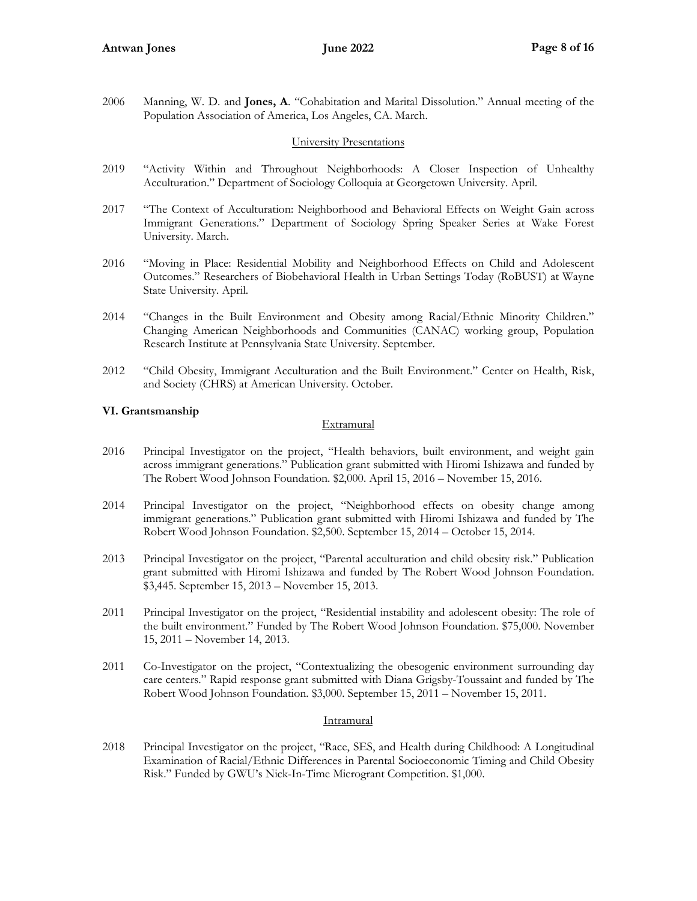2006 Manning, W. D. and **Jones, A**. "Cohabitation and Marital Dissolution." Annual meeting of the Population Association of America, Los Angeles, CA. March.

University Presentations

2019 "Activity Within and Throughout Neighborhoods: A Closer Inspection of Unhealthy Acculturation." Department of Sociology Colloquia at Georgetown University. April.

2017 "The Context of Acculturation: Neighborhood and Behavioral Effects on Weight Gain across Immigrant Generations." Department of Sociology Spring Speaker Series at Wake Forest University. March.

2016 "Moving in Place: Residential Mobility and Neighborhood Effects on Child and Adolescent Outcomes." Researchers of Biobehavioral Health in Urban Settings Today (RoBUST) at Wayne State University. April.

2014 "Changes in the Built Environment and Obesity among Racial/Ethnic Minority Children." Changing American Neighborhoods and Communities (CANAC) working group, Population Research Institute at Pennsylvania State University. September.

2012 "Child Obesity, Immigrant Acculturation and the Built Environment." Center on Health, Risk, and Society (CHRS) at American University. October.

**VI. Grantsmanship**

Extramural

2016 Principal Investigator on the project, "Health behaviors, built environment, and weight gain across immigrant generations." Publication grant submitted with Hiromi Ishizawa and funded by The Robert Wood Johnson Foundation. $2,000. April 15, 2016 – November 15, 2016.

2014 Principal Investigator on the project, "Neighborhood effects on obesity change among immigrant generations." Publication grant submitted with Hiromi Ishizawa and funded by The Robert Wood Johnson Foundation. $2,500. September 15, 2014 – October 15, 2014.

2013 Principal Investigator on the project, "Parental acculturation and child obesity risk." Publication grant submitted with Hiromi Ishizawa and funded by The Robert Wood Johnson Foundation. $3,445. September 15, 2013 – November 15, 2013.

2011 Principal Investigator on the project, "Residential instability and adolescent obesity: The role of the built environment." Funded by The Robert Wood Johnson Foundation. $75,000. November 15, 2011 – November 14, 2013.

2011 Co-Investigator on the project, "Contextualizing the obesogenic environment surrounding day care centers." Rapid response grant submitted with Diana Grigsby-Toussaint and funded by The Robert Wood Johnson Foundation. $3,000. September 15, 2011 – November 15, 2011.

Intramural

2018 Principal Investigator on the project, "Race, SES, and Health during Childhood: A Longitudinal Examination of Racial/Ethnic Differences in Parental Socioeconomic Timing and Child Obesity Risk." Funded by GWU's Nick-In-Time Microgrant Competition. $1,000.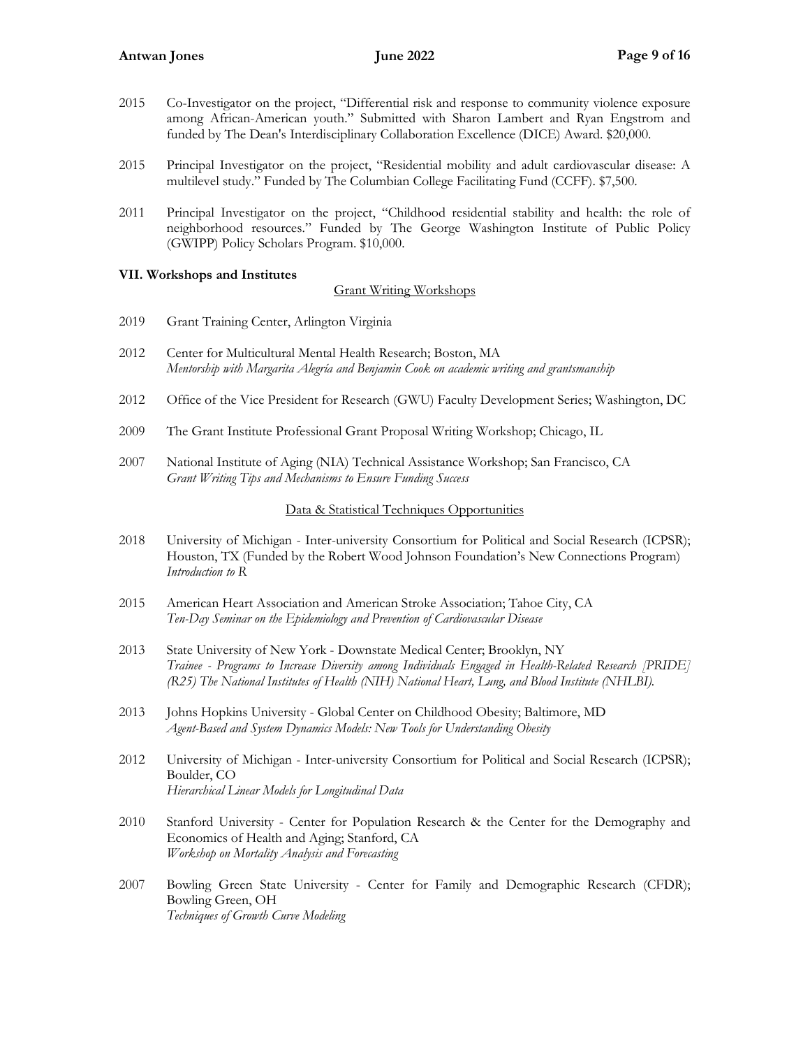2015 Co-Investigator on the project, "Differential risk and response to community violence exposure among African-American youth." Submitted with Sharon Lambert and Ryan Engstrom and funded by The Dean's Interdisciplinary Collaboration Excellence (DICE) Award. $20,000.

2015 Principal Investigator on the project, "Residential mobility and adult cardiovascular disease: A multilevel study." Funded by The Columbian College Facilitating Fund (CCFF). $7,500.

2011 Principal Investigator on the project, "Childhood residential stability and health: the role of neighborhood resources." Funded by The George Washington Institute of Public Policy (GWIPP) Policy Scholars Program. $10,000.

**VII. Workshops and Institutes**

Grant Writing Workshops

2019 Grant Training Center, Arlington Virginia

2012 Center for Multicultural Mental Health Research; Boston, MA
*Mentorship with Margarita Alegría and Benjamin Cook on academic writing and grantsmanship*

2012 Office of the Vice President for Research (GWU) Faculty Development Series; Washington, DC

2009 The Grant Institute Professional Grant Proposal Writing Workshop; Chicago, IL

2007 National Institute of Aging (NIA) Technical Assistance Workshop; San Francisco, CA
*Grant Writing Tips and Mechanisms to Ensure Funding Success*

Data & Statistical Techniques Opportunities

2018 University of Michigan - Inter-university Consortium for Political and Social Research (ICPSR); Houston, TX (Funded by the Robert Wood Johnson Foundation's New Connections Program)
*Introduction to R*

2015 American Heart Association and American Stroke Association; Tahoe City, CA
*Ten-Day Seminar on the Epidemiology and Prevention of Cardiovascular Disease*

2013 State University of New York - Downstate Medical Center; Brooklyn, NY
*Trainee - Programs to Increase Diversity among Individuals Engaged in Health-Related Research [PRIDE] (R25) The National Institutes of Health (NIH) National Heart, Lung, and Blood Institute (NHLBI).*

2013 Johns Hopkins University - Global Center on Childhood Obesity; Baltimore, MD
*Agent-Based and System Dynamics Models: New Tools for Understanding Obesity*

2012 University of Michigan - Inter-university Consortium for Political and Social Research (ICPSR); Boulder, CO
*Hierarchical Linear Models for Longitudinal Data*

2010 Stanford University - Center for Population Research & the Center for the Demography and Economics of Health and Aging; Stanford, CA
*Workshop on Mortality Analysis and Forecasting*

2007 Bowling Green State University - Center for Family and Demographic Research (CFDR); Bowling Green, OH
*Techniques of Growth Curve Modeling*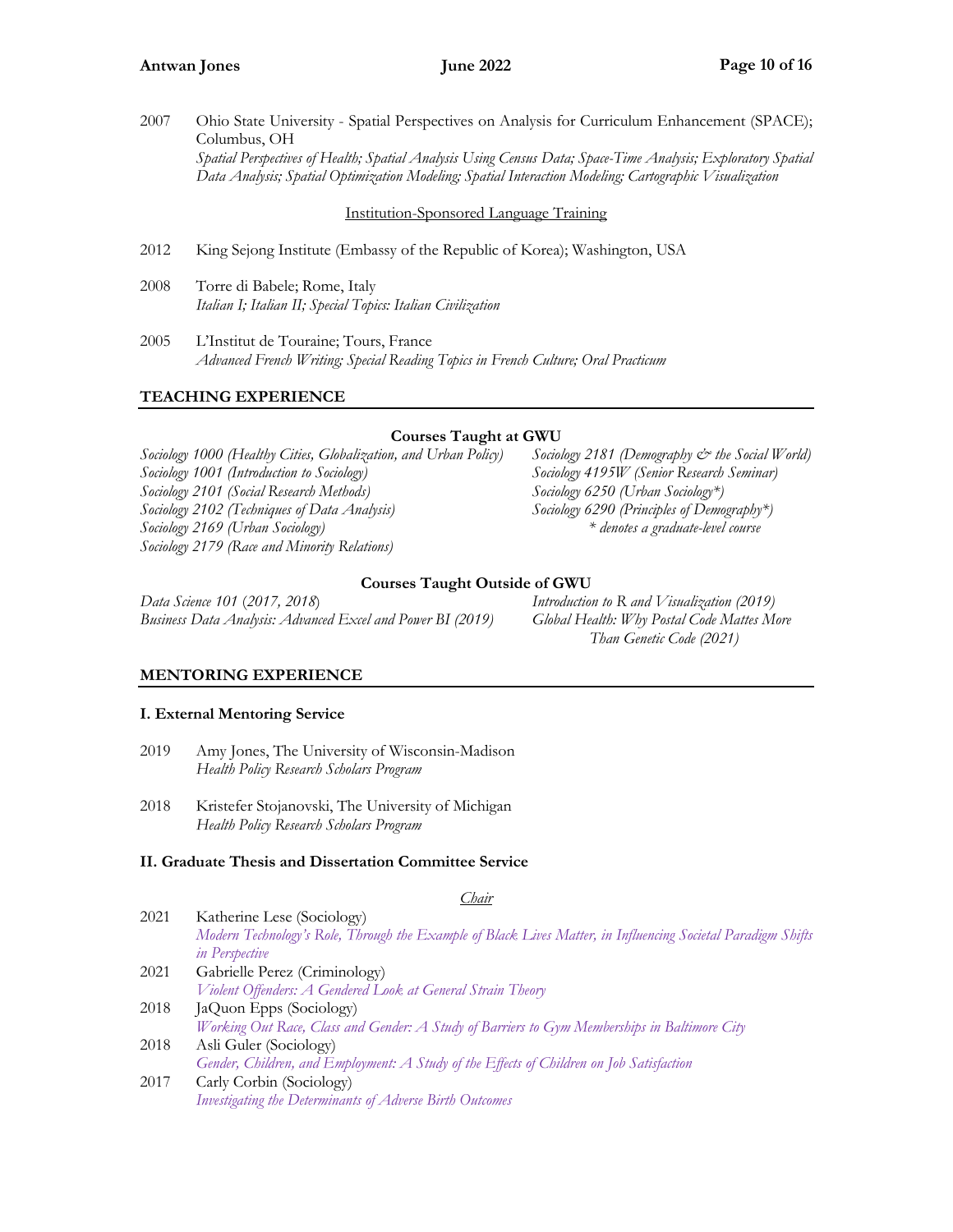2007 Ohio State University - Spatial Perspectives on Analysis for Curriculum Enhancement (SPACE); Columbus, OH
*Spatial Perspectives of Health; Spatial Analysis Using Census Data; Space-Time Analysis; Exploratory Spatial Data Analysis; Spatial Optimization Modeling; Spatial Interaction Modeling; Cartographic Visualization*

<u>Institution-Sponsored Language Training</u>

2012 King Sejong Institute (Embassy of the Republic of Korea); Washington, USA

2008 Torre di Babele; Rome, Italy
*Italian I; Italian II; Special Topics: Italian Civilization*

2005 L'Institut de Touraine; Tours, France
*Advanced French Writing; Special Reading Topics in French Culture; Oral Practicum*

## TEACHING EXPERIENCE

### Courses Taught at GWU

*Sociology 1000 (Healthy Cities, Globalization, and Urban Policy)*
*Sociology 1001 (Introduction to Sociology)*
*Sociology 2101 (Social Research Methods)*
*Sociology 2102 (Techniques of Data Analysis)*
*Sociology 2169 (Urban Sociology)*
*Sociology 2179 (Race and Minority Relations)*
*Sociology 2181 (Demography & the Social World)*
*Sociology 4195W (Senior Research Seminar)*
*Sociology 6250 (Urban Sociology*)*
*Sociology 6290 (Principles of Demography*)*
** denotes a graduate-level course*

### Courses Taught Outside of GWU

*Data Science 101 (2017, 2018)*
*Business Data Analysis: Advanced Excel and Power BI (2019)*
*Introduction to R and Visualization (2019)*
*Global Health: Why Postal Code Mattes More Than Genetic Code (2021)*

## MENTORING EXPERIENCE

### I. External Mentoring Service

2019 Amy Jones, The University of Wisconsin-Madison
*Health Policy Research Scholars Program*

2018 Kristefer Stojanovski, The University of Michigan
*Health Policy Research Scholars Program*

### II. Graduate Thesis and Dissertation Committee Service

<u>*Chair*</u>

2021 Katherine Lese (Sociology)
*Modern Technology's Role, Through the Example of Black Lives Matter, in Influencing Societal Paradigm Shifts in Perspective*

2021 Gabrielle Perez (Criminology)
*Violent Offenders: A Gendered Look at General Strain Theory*

2018 JaQuon Epps (Sociology)
*Working Out Race, Class and Gender: A Study of Barriers to Gym Memberships in Baltimore City*

2018 Asli Guler (Sociology)
*Gender, Children, and Employment: A Study of the Effects of Children on Job Satisfaction*

2017 Carly Corbin (Sociology)
*Investigating the Determinants of Adverse Birth Outcomes*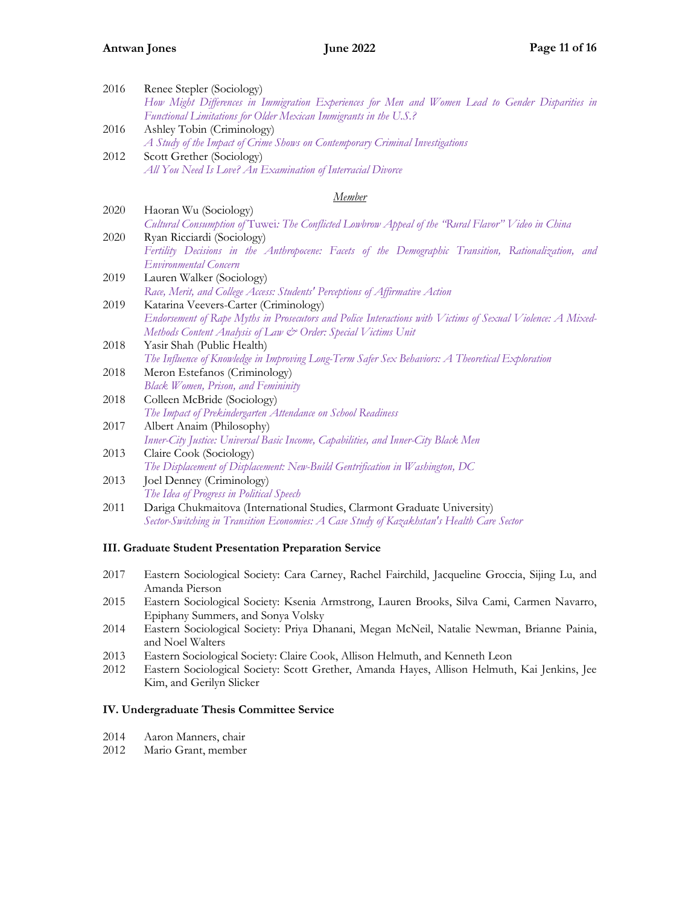2016 Renee Stepler (Sociology)
*How Might Differences in Immigration Experiences for Men and Women Lead to Gender Disparities in Functional Limitations for Older Mexican Immigrants in the U.S.?*

2016 Ashley Tobin (Criminology)
*A Study of the Impact of Crime Shows on Contemporary Criminal Investigations*

2012 Scott Grether (Sociology)
*All You Need Is Love? An Examination of Interracial Divorce*

*Member*

2020 Haoran Wu (Sociology)
*Cultural Consumption of* Tuwei*: The Conflicted Lowbrow Appeal of the "Rural Flavor" Video in China*

2020 Ryan Ricciardi (Sociology)
*Fertility Decisions in the Anthropocene: Facets of the Demographic Transition, Rationalization, and Environmental Concern*

2019 Lauren Walker (Sociology)
*Race, Merit, and College Access: Students' Perceptions of Affirmative Action*

2019 Katarina Veevers-Carter (Criminology)
*Endorsement of Rape Myths in Prosecutors and Police Interactions with Victims of Sexual Violence: A Mixed-Methods Content Analysis of Law & Order: Special Victims Unit*

2018 Yasir Shah (Public Health)
*The Influence of Knowledge in Improving Long-Term Safer Sex Behaviors: A Theoretical Exploration*

2018 Meron Estefanos (Criminology)
*Black Women, Prison, and Femininity*

2018 Colleen McBride (Sociology)
*The Impact of Prekindergarten Attendance on School Readiness*

2017 Albert Anaim (Philosophy)
*Inner-City Justice: Universal Basic Income, Capabilities, and Inner-City Black Men*

2013 Claire Cook (Sociology)
*The Displacement of Displacement: New-Build Gentrification in Washington, DC*

2013 Joel Denney (Criminology)
*The Idea of Progress in Political Speech*

2011 Dariga Chukmaitova (International Studies, Clarmont Graduate University)
*Sector-Switching in Transition Economies: A Case Study of Kazakhstan's Health Care Sector*

### III. Graduate Student Presentation Preparation Service

2017 Eastern Sociological Society: Cara Carney, Rachel Fairchild, Jacqueline Groccia, Sijing Lu, and Amanda Pierson

2015 Eastern Sociological Society: Ksenia Armstrong, Lauren Brooks, Silva Cami, Carmen Navarro, Epiphany Summers, and Sonya Volsky

2014 Eastern Sociological Society: Priya Dhanani, Megan McNeil, Natalie Newman, Brianne Painia, and Noel Walters

2013 Eastern Sociological Society: Claire Cook, Allison Helmuth, and Kenneth Leon

2012 Eastern Sociological Society: Scott Grether, Amanda Hayes, Allison Helmuth, Kai Jenkins, Jee Kim, and Gerilyn Slicker

### IV. Undergraduate Thesis Committee Service

2014 Aaron Manners, chair

2012 Mario Grant, member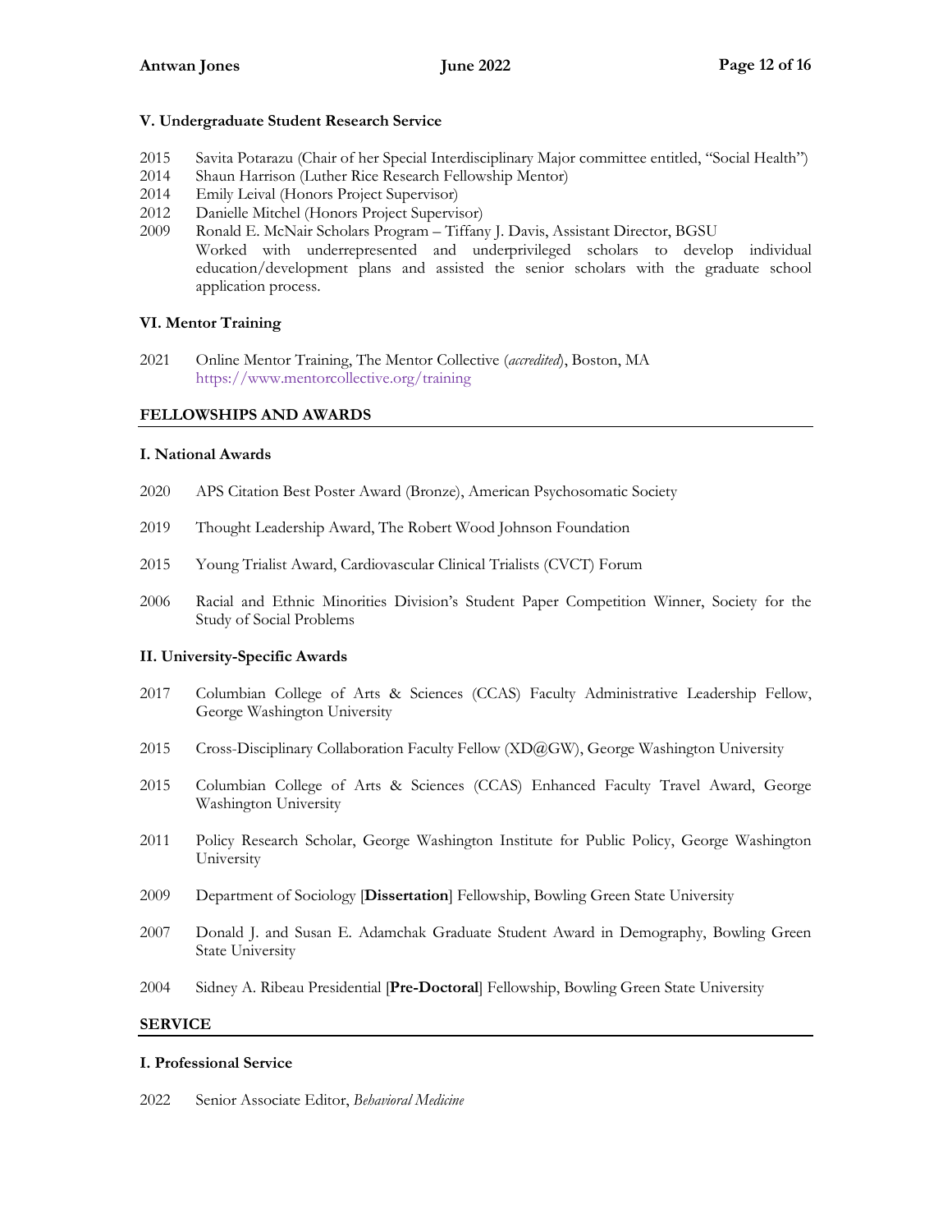### V. Undergraduate Student Research Service

2015 Savita Potarazu (Chair of her Special Interdisciplinary Major committee entitled, "Social Health")
2014 Shaun Harrison (Luther Rice Research Fellowship Mentor)
2014 Emily Leival (Honors Project Supervisor)
2012 Danielle Mitchel (Honors Project Supervisor)
2009 Ronald E. McNair Scholars Program – Tiffany J. Davis, Assistant Director, BGSU
Worked with underrepresented and underprivileged scholars to develop individual education/development plans and assisted the senior scholars with the graduate school application process.

### VI. Mentor Training

2021 Online Mentor Training, The Mentor Collective (*accredited*), Boston, MA
https://www.mentorcollective.org/training

## FELLOWSHIPS AND AWARDS

### I. National Awards

2020 APS Citation Best Poster Award (Bronze), American Psychosomatic Society

2019 Thought Leadership Award, The Robert Wood Johnson Foundation

2015 Young Trialist Award, Cardiovascular Clinical Trialists (CVCT) Forum

2006 Racial and Ethnic Minorities Division's Student Paper Competition Winner, Society for the Study of Social Problems

### II. University-Specific Awards

2017 Columbian College of Arts & Sciences (CCAS) Faculty Administrative Leadership Fellow, George Washington University

2015 Cross-Disciplinary Collaboration Faculty Fellow (XD@GW), George Washington University

2015 Columbian College of Arts & Sciences (CCAS) Enhanced Faculty Travel Award, George Washington University

2011 Policy Research Scholar, George Washington Institute for Public Policy, George Washington University

2009 Department of Sociology [**Dissertation**] Fellowship, Bowling Green State University

2007 Donald J. and Susan E. Adamchak Graduate Student Award in Demography, Bowling Green State University

2004 Sidney A. Ribeau Presidential [**Pre-Doctoral**] Fellowship, Bowling Green State University

## SERVICE

### I. Professional Service

2022 Senior Associate Editor, *Behavioral Medicine*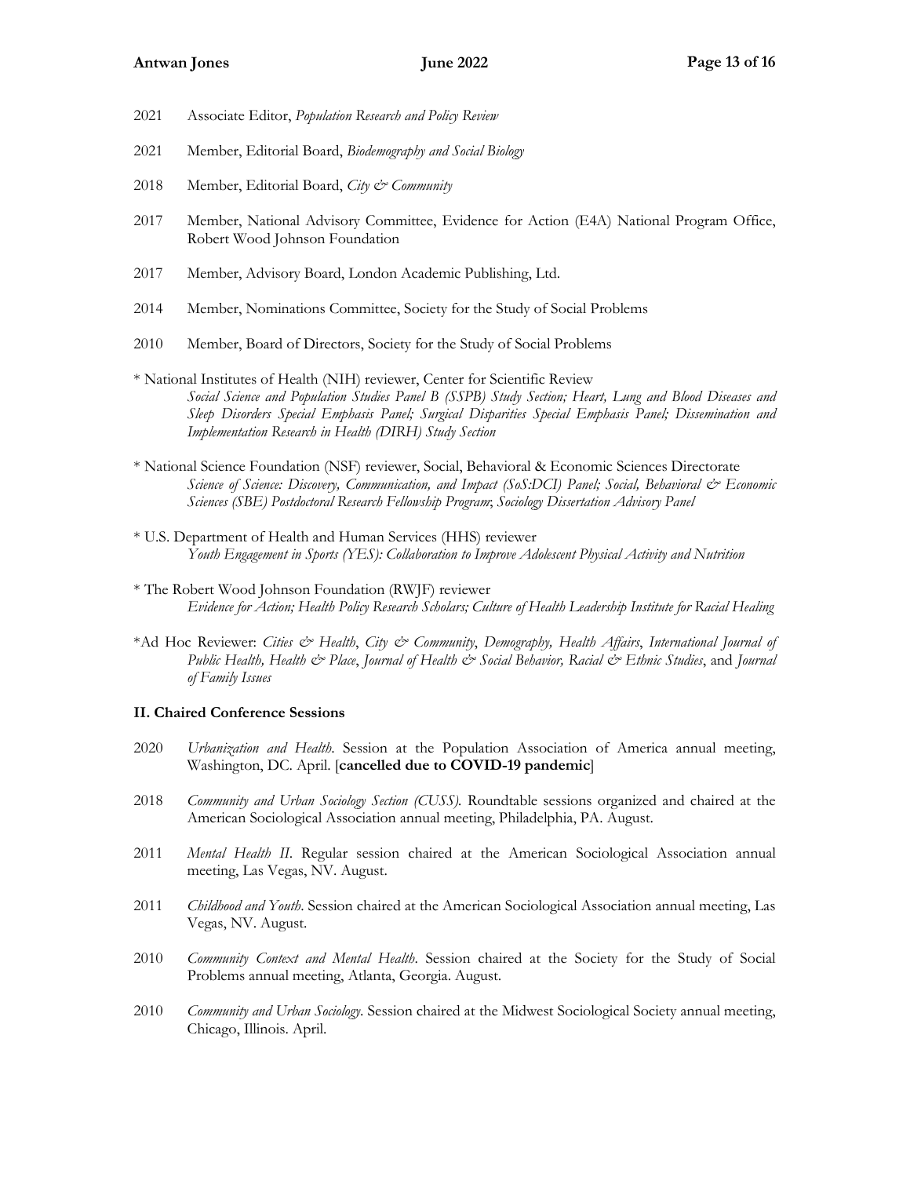2021 Associate Editor, *Population Research and Policy Review*

2021 Member, Editorial Board, *Biodemography and Social Biology*

2018 Member, Editorial Board, *City & Community*

2017 Member, National Advisory Committee, Evidence for Action (E4A) National Program Office, Robert Wood Johnson Foundation

2017 Member, Advisory Board, London Academic Publishing, Ltd.

2014 Member, Nominations Committee, Society for the Study of Social Problems

2010 Member, Board of Directors, Society for the Study of Social Problems

* National Institutes of Health (NIH) reviewer, Center for Scientific Review
  *Social Science and Population Studies Panel B (SSPB) Study Section; Heart, Lung and Blood Diseases and Sleep Disorders Special Emphasis Panel; Surgical Disparities Special Emphasis Panel; Dissemination and Implementation Research in Health (DIRH) Study Section*

* National Science Foundation (NSF) reviewer, Social, Behavioral & Economic Sciences Directorate
  *Science of Science: Discovery, Communication, and Impact (SoS:DCI) Panel; Social, Behavioral & Economic Sciences (SBE) Postdoctoral Research Fellowship Program*; *Sociology Dissertation Advisory Panel*

* U.S. Department of Health and Human Services (HHS) reviewer
  *Youth Engagement in Sports (YES): Collaboration to Improve Adolescent Physical Activity and Nutrition*

* The Robert Wood Johnson Foundation (RWJF) reviewer
  *Evidence for Action; Health Policy Research Scholars; Culture of Health Leadership Institute for Racial Healing*

*Ad Hoc Reviewer: *Cities & Health*, *City & Community*, *Demography, Health Affairs*, *International Journal of Public Health, Health & Place*, *Journal of Health & Social Behavior, Racial & Ethnic Studies*, and *Journal of Family Issues*

### II. Chaired Conference Sessions

2020 *Urbanization and Health*. Session at the Population Association of America annual meeting, Washington, DC. April. [**cancelled due to COVID-19 pandemic**]

2018 *Community and Urban Sociology Section (CUSS).* Roundtable sessions organized and chaired at the American Sociological Association annual meeting, Philadelphia, PA. August.

2011 *Mental Health II*. Regular session chaired at the American Sociological Association annual meeting, Las Vegas, NV. August.

2011 *Childhood and Youth*. Session chaired at the American Sociological Association annual meeting, Las Vegas, NV. August.

2010 *Community Context and Mental Health*. Session chaired at the Society for the Study of Social Problems annual meeting, Atlanta, Georgia. August.

2010 *Community and Urban Sociology*. Session chaired at the Midwest Sociological Society annual meeting, Chicago, Illinois. April.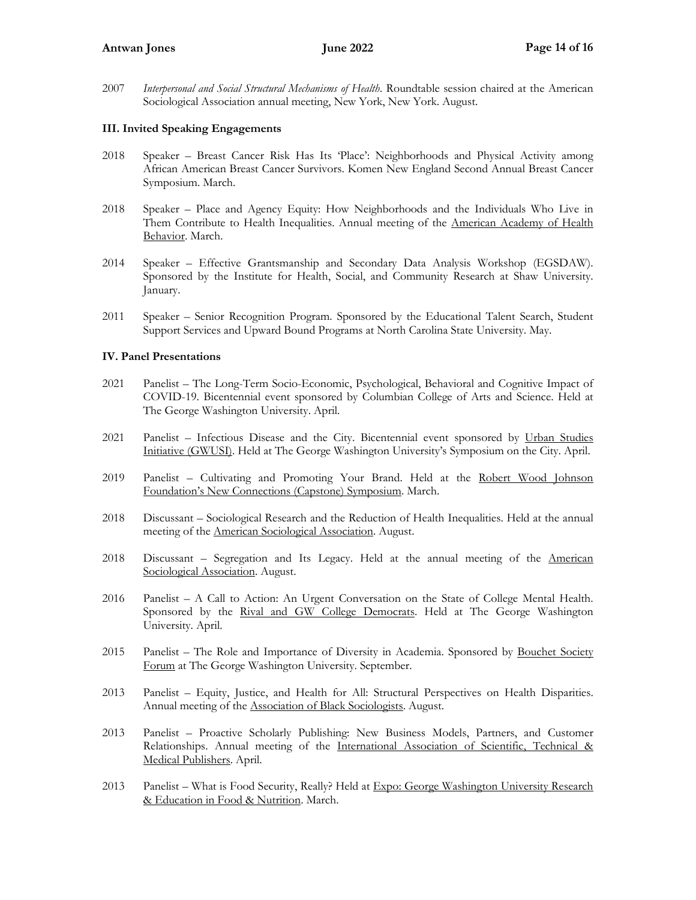2007 *Interpersonal and Social Structural Mechanisms of Health*. Roundtable session chaired at the American Sociological Association annual meeting, New York, New York. August.

### III. Invited Speaking Engagements

2018 Speaker – Breast Cancer Risk Has Its 'Place': Neighborhoods and Physical Activity among African American Breast Cancer Survivors. Komen New England Second Annual Breast Cancer Symposium. March.

2018 Speaker – Place and Agency Equity: How Neighborhoods and the Individuals Who Live in Them Contribute to Health Inequalities. Annual meeting of the American Academy of Health Behavior. March.

2014 Speaker – Effective Grantsmanship and Secondary Data Analysis Workshop (EGSDAW). Sponsored by the Institute for Health, Social, and Community Research at Shaw University. January.

2011 Speaker – Senior Recognition Program. Sponsored by the Educational Talent Search, Student Support Services and Upward Bound Programs at North Carolina State University. May.

### IV. Panel Presentations

2021 Panelist – The Long-Term Socio-Economic, Psychological, Behavioral and Cognitive Impact of COVID-19. Bicentennial event sponsored by Columbian College of Arts and Science. Held at The George Washington University. April.

2021 Panelist – Infectious Disease and the City. Bicentennial event sponsored by Urban Studies Initiative (GWUSI). Held at The George Washington University's Symposium on the City. April.

2019 Panelist – Cultivating and Promoting Your Brand. Held at the Robert Wood Johnson Foundation's New Connections (Capstone) Symposium. March.

2018 Discussant – Sociological Research and the Reduction of Health Inequalities. Held at the annual meeting of the American Sociological Association. August.

2018 Discussant – Segregation and Its Legacy. Held at the annual meeting of the American Sociological Association. August.

2016 Panelist – A Call to Action: An Urgent Conversation on the State of College Mental Health. Sponsored by the Rival and GW College Democrats. Held at The George Washington University. April.

2015 Panelist – The Role and Importance of Diversity in Academia. Sponsored by Bouchet Society Forum at The George Washington University. September.

2013 Panelist – Equity, Justice, and Health for All: Structural Perspectives on Health Disparities. Annual meeting of the Association of Black Sociologists. August.

2013 Panelist – Proactive Scholarly Publishing: New Business Models, Partners, and Customer Relationships. Annual meeting of the International Association of Scientific, Technical & Medical Publishers. April.

2013 Panelist – What is Food Security, Really? Held at Expo: George Washington University Research & Education in Food & Nutrition. March.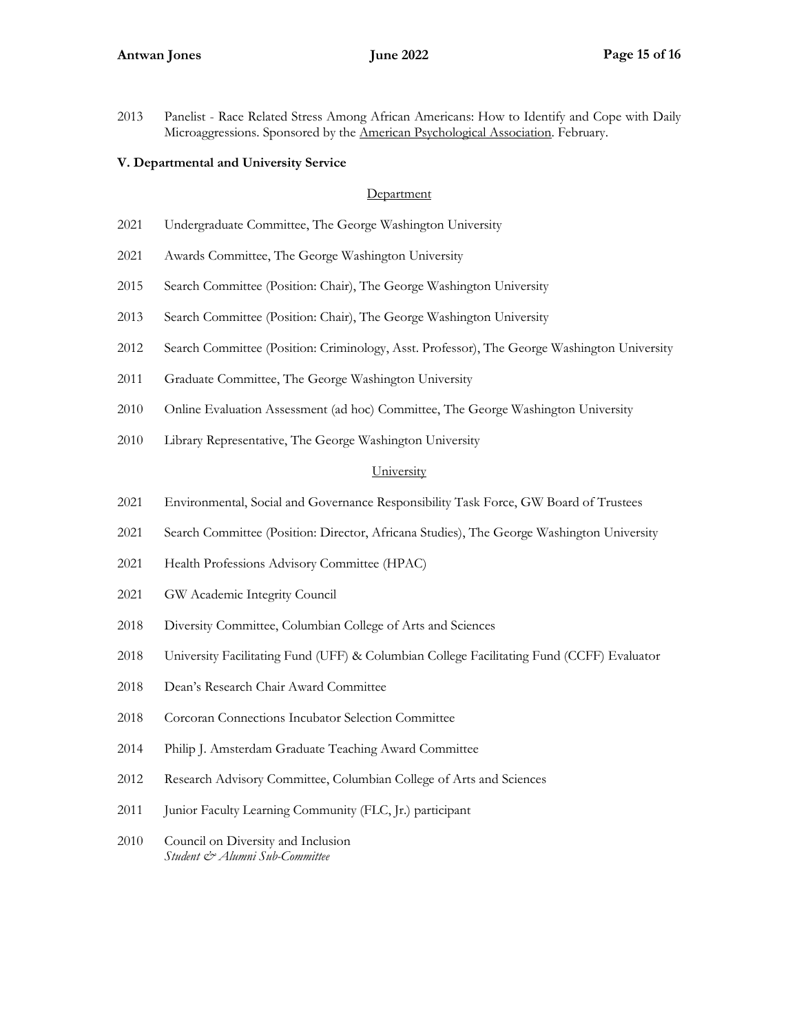2013 Panelist - Race Related Stress Among African Americans: How to Identify and Cope with Daily Microaggressions. Sponsored by the American Psychological Association. February.

**V. Departmental and University Service**

Department

2021 Undergraduate Committee, The George Washington University

2021 Awards Committee, The George Washington University

2015 Search Committee (Position: Chair), The George Washington University

2013 Search Committee (Position: Chair), The George Washington University

2012 Search Committee (Position: Criminology, Asst. Professor), The George Washington University

2011 Graduate Committee, The George Washington University

2010 Online Evaluation Assessment (ad hoc) Committee, The George Washington University

2010 Library Representative, The George Washington University

University

2021 Environmental, Social and Governance Responsibility Task Force, GW Board of Trustees

2021 Search Committee (Position: Director, Africana Studies), The George Washington University

2021 Health Professions Advisory Committee (HPAC)

2021 GW Academic Integrity Council

2018 Diversity Committee, Columbian College of Arts and Sciences

2018 University Facilitating Fund (UFF) & Columbian College Facilitating Fund (CCFF) Evaluator

2018 Dean's Research Chair Award Committee

2018 Corcoran Connections Incubator Selection Committee

2014 Philip J. Amsterdam Graduate Teaching Award Committee

2012 Research Advisory Committee, Columbian College of Arts and Sciences

2011 Junior Faculty Learning Community (FLC, Jr.) participant

2010 Council on Diversity and Inclusion
*Student & Alumni Sub-Committee*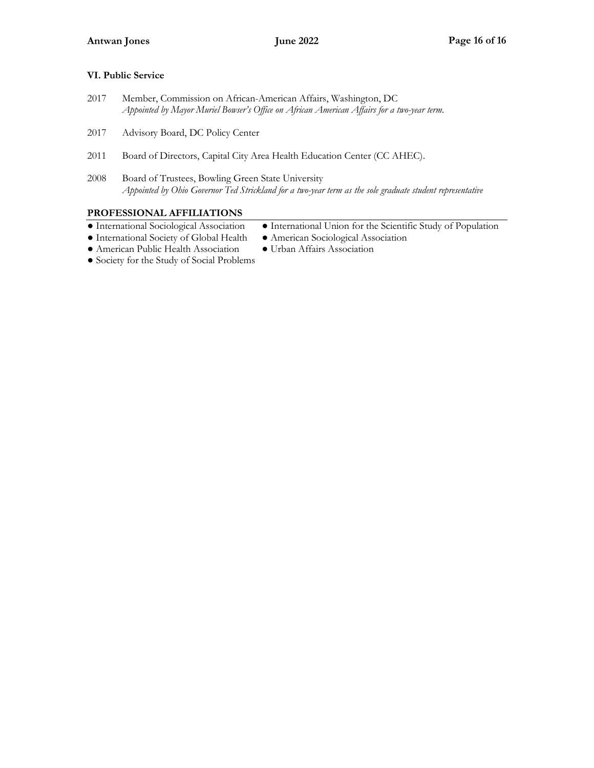### VI. Public Service

2017 Member, Commission on African-American Affairs, Washington, DC
*Appointed by Mayor Muriel Bowser's Office on African American Affairs for a two-year term.*

2017 Advisory Board, DC Policy Center

2011 Board of Directors, Capital City Area Health Education Center (CC AHEC).

2008 Board of Trustees, Bowling Green State University
*Appointed by Ohio Governor Ted Strickland for a two-year term as the sole graduate student representative*

## PROFESSIONAL AFFILIATIONS

- International Sociological Association
- International Society of Global Health
- American Public Health Association
- Society for the Study of Social Problems
- International Union for the Scientific Study of Population
- American Sociological Association
- Urban Affairs Association